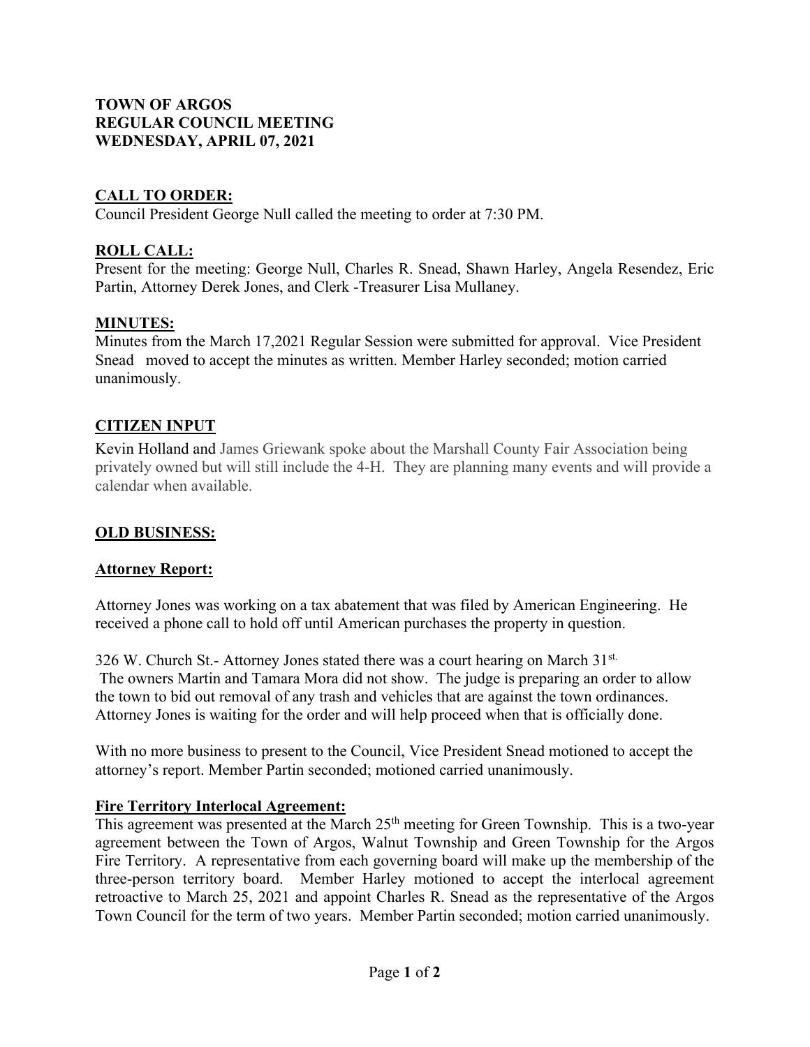**TOWN OF ARGOS**
**REGULAR COUNCIL MEETING**
**WEDNESDAY, APRIL 07, 2021**

## CALL TO ORDER:

Council President George Null called the meeting to order at 7:30 PM.

## ROLL CALL:

Present for the meeting: George Null, Charles R. Snead, Shawn Harley, Angela Resendez, Eric Partin, Attorney Derek Jones, and Clerk -Treasurer Lisa Mullaney.

## MINUTES:

Minutes from the March 17,2021 Regular Session were submitted for approval. Vice President Snead moved to accept the minutes as written. Member Harley seconded; motion carried unanimously.

## CITIZEN INPUT

Kevin Holland and James Griewank spoke about the Marshall County Fair Association being privately owned but will still include the 4-H. They are planning many events and will provide a calendar when available.

## OLD BUSINESS:

### Attorney Report:

Attorney Jones was working on a tax abatement that was filed by American Engineering. He received a phone call to hold off until American purchases the property in question.

326 W. Church St.- Attorney Jones stated there was a court hearing on March 31st. The owners Martin and Tamara Mora did not show. The judge is preparing an order to allow the town to bid out removal of any trash and vehicles that are against the town ordinances. Attorney Jones is waiting for the order and will help proceed when that is officially done.

With no more business to present to the Council, Vice President Snead motioned to accept the attorney's report. Member Partin seconded; motioned carried unanimously.

### Fire Territory Interlocal Agreement:

This agreement was presented at the March 25th meeting for Green Township. This is a two-year agreement between the Town of Argos, Walnut Township and Green Township for the Argos Fire Territory. A representative from each governing board will make up the membership of the three-person territory board. Member Harley motioned to accept the interlocal agreement retroactive to March 25, 2021 and appoint Charles R. Snead as the representative of the Argos Town Council for the term of two years. Member Partin seconded; motion carried unanimously.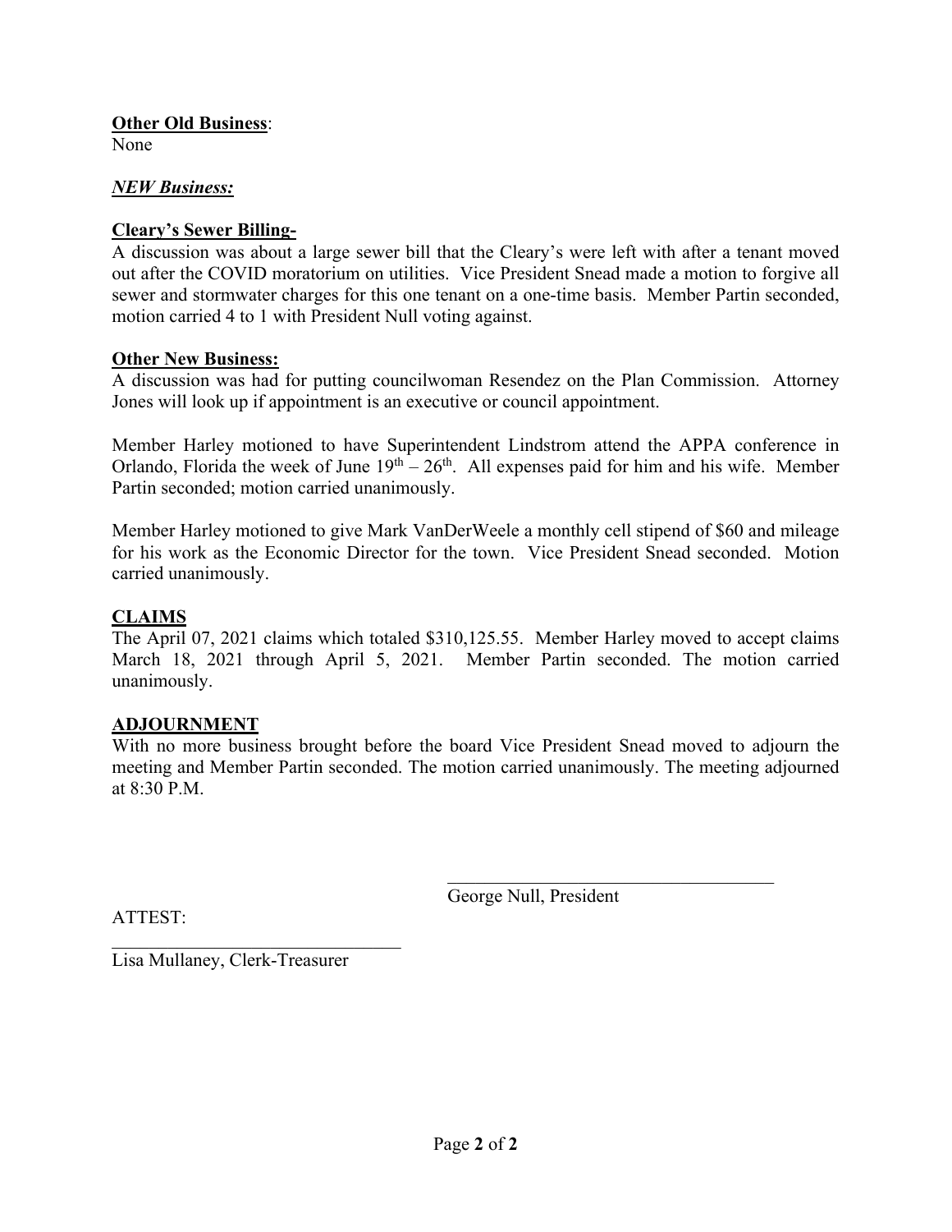**Other Old Business**:
None

***NEW Business:***

**Cleary's Sewer Billing-**
A discussion was about a large sewer bill that the Cleary's were left with after a tenant moved out after the COVID moratorium on utilities. Vice President Snead made a motion to forgive all sewer and stormwater charges for this one tenant on a one-time basis. Member Partin seconded, motion carried 4 to 1 with President Null voting against.

**Other New Business:**
A discussion was had for putting councilwoman Resendez on the Plan Commission. Attorney Jones will look up if appointment is an executive or council appointment.

Member Harley motioned to have Superintendent Lindstrom attend the APPA conference in Orlando, Florida the week of June 19th – 26th. All expenses paid for him and his wife. Member Partin seconded; motion carried unanimously.

Member Harley motioned to give Mark VanDerWeele a monthly cell stipend of $60 and mileage for his work as the Economic Director for the town. Vice President Snead seconded. Motion carried unanimously.

**CLAIMS**
The April 07, 2021 claims which totaled $310,125.55. Member Harley moved to accept claims March 18, 2021 through April 5, 2021. Member Partin seconded. The motion carried unanimously.

**ADJOURNMENT**
With no more business brought before the board Vice President Snead moved to adjourn the meeting and Member Partin seconded. The motion carried unanimously. The meeting adjourned at 8:30 P.M.

\_\_\_\_\_\_\_\_\_\_\_\_\_\_\_\_\_\_\_\_\_\_\_\_\_\_\_\_\_\_\_\_\_\_\_\_
George Null, President

ATTEST:

\_\_\_\_\_\_\_\_\_\_\_\_\_\_\_\_\_\_\_\_\_\_\_\_\_\_\_\_\_\_\_\_\_\_\_\_
Lisa Mullaney, Clerk-Treasurer